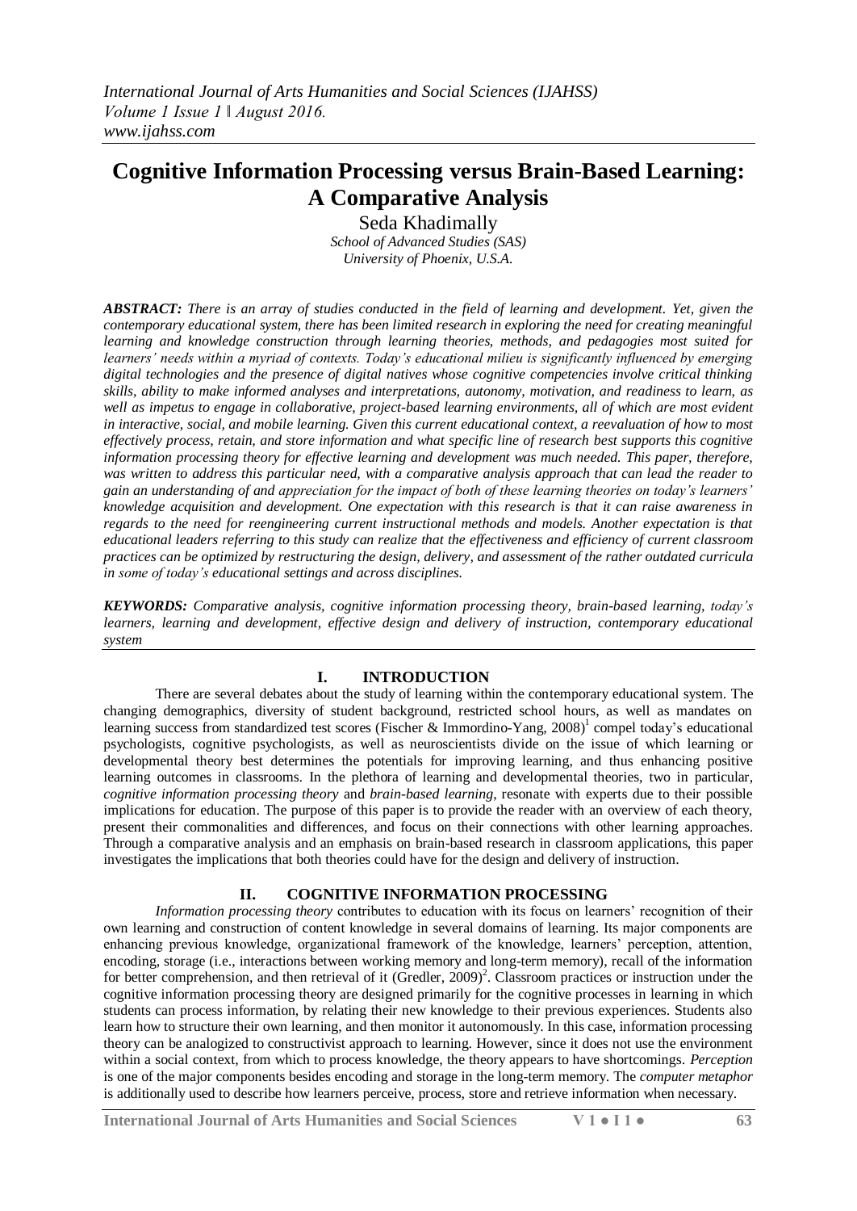# Cognitive Information Processing versus Brain-Based Learning: A Comparative Analysis

Seda Khadimally

*School of Advanced Studies (SAS)*
*University of Phoenix, U.S.A.*

***ABSTRACT:*** *There is an array of studies conducted in the field of learning and development. Yet, given the contemporary educational system, there has been limited research in exploring the need for creating meaningful learning and knowledge construction through learning theories, methods, and pedagogies most suited for learners' needs within a myriad of contexts. Today's educational milieu is significantly influenced by emerging digital technologies and the presence of digital natives whose cognitive competencies involve critical thinking skills, ability to make informed analyses and interpretations, autonomy, motivation, and readiness to learn, as well as impetus to engage in collaborative, project-based learning environments, all of which are most evident in interactive, social, and mobile learning. Given this current educational context, a reevaluation of how to most effectively process, retain, and store information and what specific line of research best supports this cognitive information processing theory for effective learning and development was much needed. This paper, therefore, was written to address this particular need, with a comparative analysis approach that can lead the reader to gain an understanding of and appreciation for the impact of both of these learning theories on today's learners' knowledge acquisition and development. One expectation with this research is that it can raise awareness in regards to the need for reengineering current instructional methods and models. Another expectation is that educational leaders referring to this study can realize that the effectiveness and efficiency of current classroom practices can be optimized by restructuring the design, delivery, and assessment of the rather outdated curricula in some of today's educational settings and across disciplines.*

***KEYWORDS:*** *Comparative analysis, cognitive information processing theory, brain-based learning, today's learners, learning and development, effective design and delivery of instruction, contemporary educational system*

## I. INTRODUCTION

There are several debates about the study of learning within the contemporary educational system. The changing demographics, diversity of student background, restricted school hours, as well as mandates on learning success from standardized test scores (Fischer & Immordino-Yang, 2008)[1] compel today's educational psychologists, cognitive psychologists, as well as neuroscientists divide on the issue of which learning or developmental theory best determines the potentials for improving learning, and thus enhancing positive learning outcomes in classrooms. In the plethora of learning and developmental theories, two in particular, *cognitive information processing theory* and *brain-based learning*, resonate with experts due to their possible implications for education. The purpose of this paper is to provide the reader with an overview of each theory, present their commonalities and differences, and focus on their connections with other learning approaches. Through a comparative analysis and an emphasis on brain-based research in classroom applications, this paper investigates the implications that both theories could have for the design and delivery of instruction.

## II. COGNITIVE INFORMATION PROCESSING

*Information processing theory* contributes to education with its focus on learners' recognition of their own learning and construction of content knowledge in several domains of learning. Its major components are enhancing previous knowledge, organizational framework of the knowledge, learners' perception, attention, encoding, storage (i.e., interactions between working memory and long-term memory), recall of the information for better comprehension, and then retrieval of it (Gredler, 2009)[2]. Classroom practices or instruction under the cognitive information processing theory are designed primarily for the cognitive processes in learning in which students can process information, by relating their new knowledge to their previous experiences. Students also learn how to structure their own learning, and then monitor it autonomously. In this case, information processing theory can be analogized to constructivist approach to learning. However, since it does not use the environment within a social context, from which to process knowledge, the theory appears to have shortcomings. *Perception* is one of the major components besides encoding and storage in the long-term memory. The *computer metaphor* is additionally used to describe how learners perceive, process, store and retrieve information when necessary.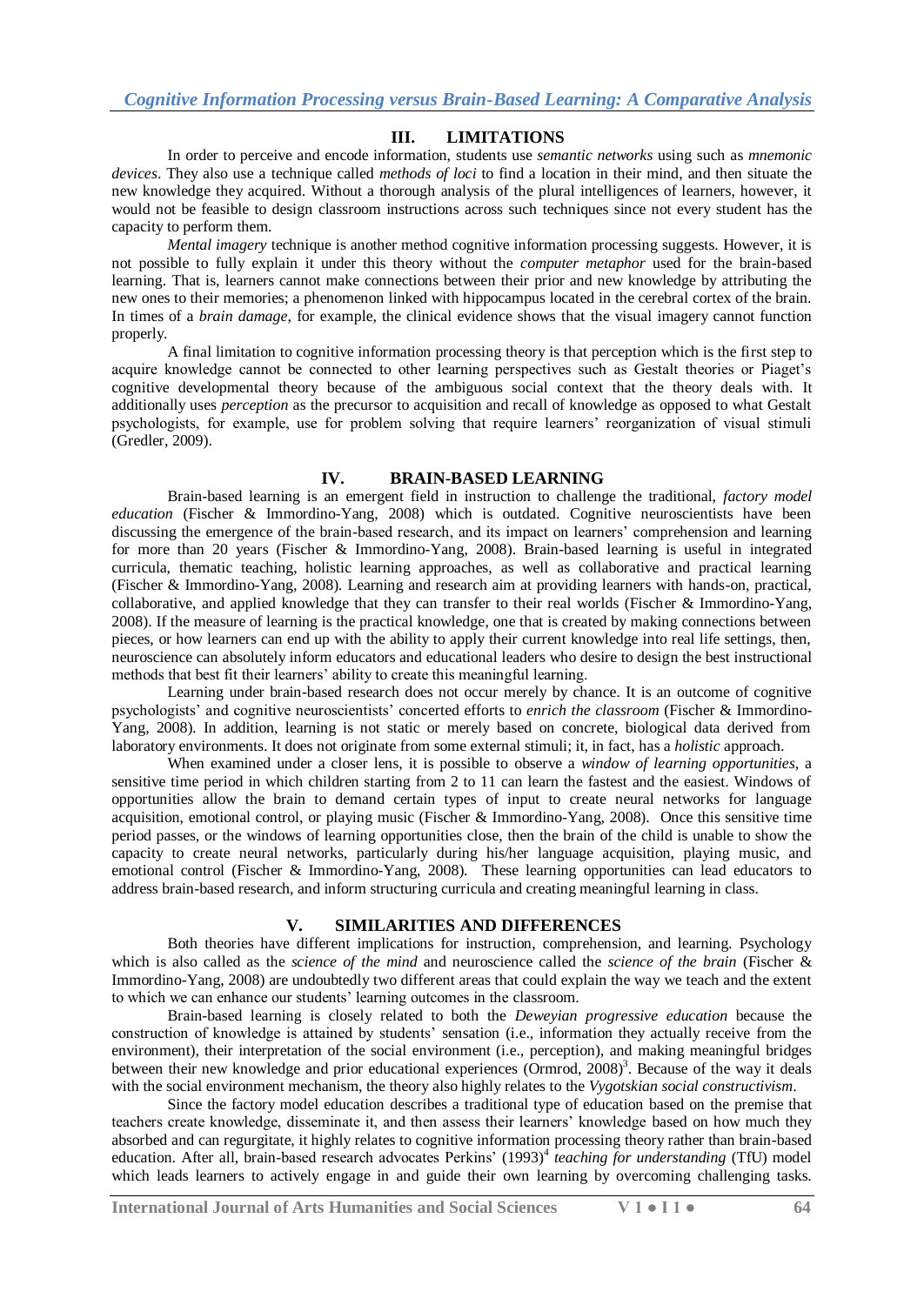## III. LIMITATIONS

In order to perceive and encode information, students use *semantic networks* using such as *mnemonic devices*. They also use a technique called *methods of loci* to find a location in their mind, and then situate the new knowledge they acquired. Without a thorough analysis of the plural intelligences of learners, however, it would not be feasible to design classroom instructions across such techniques since not every student has the capacity to perform them.

*Mental imagery* technique is another method cognitive information processing suggests. However, it is not possible to fully explain it under this theory without the *computer metaphor* used for the brain-based learning. That is, learners cannot make connections between their prior and new knowledge by attributing the new ones to their memories; a phenomenon linked with hippocampus located in the cerebral cortex of the brain. In times of a *brain damage*, for example, the clinical evidence shows that the visual imagery cannot function properly.

A final limitation to cognitive information processing theory is that perception which is the first step to acquire knowledge cannot be connected to other learning perspectives such as Gestalt theories or Piaget's cognitive developmental theory because of the ambiguous social context that the theory deals with. It additionally uses *perception* as the precursor to acquisition and recall of knowledge as opposed to what Gestalt psychologists, for example, use for problem solving that require learners' reorganization of visual stimuli (Gredler, 2009).

## IV. BRAIN-BASED LEARNING

Brain-based learning is an emergent field in instruction to challenge the traditional, *factory model education* (Fischer & Immordino-Yang, 2008) which is outdated. Cognitive neuroscientists have been discussing the emergence of the brain-based research, and its impact on learners' comprehension and learning for more than 20 years (Fischer & Immordino-Yang, 2008). Brain-based learning is useful in integrated curricula, thematic teaching, holistic learning approaches, as well as collaborative and practical learning (Fischer & Immordino-Yang, 2008). Learning and research aim at providing learners with hands-on, practical, collaborative, and applied knowledge that they can transfer to their real worlds (Fischer & Immordino-Yang, 2008). If the measure of learning is the practical knowledge, one that is created by making connections between pieces, or how learners can end up with the ability to apply their current knowledge into real life settings, then, neuroscience can absolutely inform educators and educational leaders who desire to design the best instructional methods that best fit their learners' ability to create this meaningful learning.

Learning under brain-based research does not occur merely by chance. It is an outcome of cognitive psychologists' and cognitive neuroscientists' concerted efforts to *enrich the classroom* (Fischer & Immordino-Yang, 2008). In addition, learning is not static or merely based on concrete, biological data derived from laboratory environments. It does not originate from some external stimuli; it, in fact, has a *holistic* approach.

When examined under a closer lens, it is possible to observe a *window of learning opportunities*, a sensitive time period in which children starting from 2 to 11 can learn the fastest and the easiest. Windows of opportunities allow the brain to demand certain types of input to create neural networks for language acquisition, emotional control, or playing music (Fischer & Immordino-Yang, 2008). Once this sensitive time period passes, or the windows of learning opportunities close, then the brain of the child is unable to show the capacity to create neural networks, particularly during his/her language acquisition, playing music, and emotional control (Fischer & Immordino-Yang, 2008). These learning opportunities can lead educators to address brain-based research, and inform structuring curricula and creating meaningful learning in class.

## V. SIMILARITIES AND DIFFERENCES

Both theories have different implications for instruction, comprehension, and learning. Psychology which is also called as the *science of the mind* and neuroscience called the *science of the brain* (Fischer & Immordino-Yang, 2008) are undoubtedly two different areas that could explain the way we teach and the extent to which we can enhance our students' learning outcomes in the classroom.

Brain-based learning is closely related to both the *Deweyian progressive education* because the construction of knowledge is attained by students' sensation (i.e., information they actually receive from the environment), their interpretation of the social environment (i.e., perception), and making meaningful bridges between their new knowledge and prior educational experiences (Ormrod, 2008)[3]. Because of the way it deals with the social environment mechanism, the theory also highly relates to the *Vygotskian social constructivism*.

Since the factory model education describes a traditional type of education based on the premise that teachers create knowledge, disseminate it, and then assess their learners' knowledge based on how much they absorbed and can regurgitate, it highly relates to cognitive information processing theory rather than brain-based education. After all, brain-based research advocates Perkins' (1993)[4] *teaching for understanding* (TfU) model which leads learners to actively engage in and guide their own learning by overcoming challenging tasks.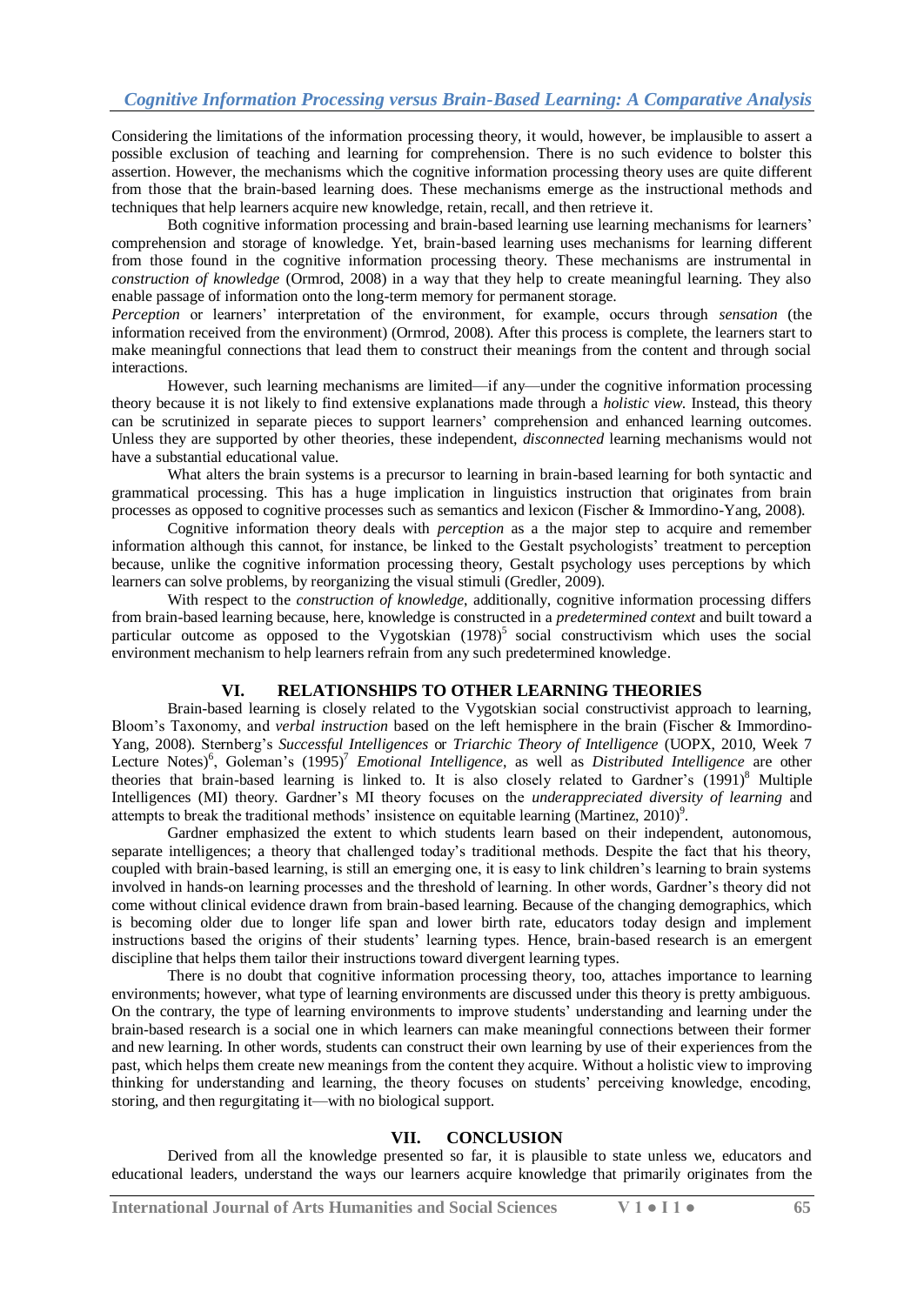Considering the limitations of the information processing theory, it would, however, be implausible to assert a possible exclusion of teaching and learning for comprehension. There is no such evidence to bolster this assertion. However, the mechanisms which the cognitive information processing theory uses are quite different from those that the brain-based learning does. These mechanisms emerge as the instructional methods and techniques that help learners acquire new knowledge, retain, recall, and then retrieve it.

Both cognitive information processing and brain-based learning use learning mechanisms for learners' comprehension and storage of knowledge. Yet, brain-based learning uses mechanisms for learning different from those found in the cognitive information processing theory. These mechanisms are instrumental in *construction of knowledge* (Ormrod, 2008) in a way that they help to create meaningful learning. They also enable passage of information onto the long-term memory for permanent storage.

*Perception* or learners' interpretation of the environment, for example, occurs through *sensation* (the information received from the environment) (Ormrod, 2008). After this process is complete, the learners start to make meaningful connections that lead them to construct their meanings from the content and through social interactions.

However, such learning mechanisms are limited—if any—under the cognitive information processing theory because it is not likely to find extensive explanations made through a *holistic view.* Instead, this theory can be scrutinized in separate pieces to support learners' comprehension and enhanced learning outcomes. Unless they are supported by other theories, these independent, *disconnected* learning mechanisms would not have a substantial educational value.

What alters the brain systems is a precursor to learning in brain-based learning for both syntactic and grammatical processing. This has a huge implication in linguistics instruction that originates from brain processes as opposed to cognitive processes such as semantics and lexicon (Fischer & Immordino-Yang, 2008).

Cognitive information theory deals with *perception* as a the major step to acquire and remember information although this cannot, for instance, be linked to the Gestalt psychologists' treatment to perception because, unlike the cognitive information processing theory, Gestalt psychology uses perceptions by which learners can solve problems, by reorganizing the visual stimuli (Gredler, 2009).

With respect to the *construction of knowledge*, additionally, cognitive information processing differs from brain-based learning because, here, knowledge is constructed in a *predetermined context* and built toward a particular outcome as opposed to the Vygotskian (1978)[5] social constructivism which uses the social environment mechanism to help learners refrain from any such predetermined knowledge.

## VI. RELATIONSHIPS TO OTHER LEARNING THEORIES

Brain-based learning is closely related to the Vygotskian social constructivist approach to learning, Bloom's Taxonomy, and *verbal instruction* based on the left hemisphere in the brain (Fischer & Immordino-Yang, 2008). Sternberg's *Successful Intelligences* or *Triarchic Theory of Intelligence* (UOPX, 2010, Week 7 Lecture Notes)[6], Goleman's (1995)[7] *Emotional Intelligence*, as well as *Distributed Intelligence* are other theories that brain-based learning is linked to. It is also closely related to Gardner's (1991)[8] Multiple Intelligences (MI) theory. Gardner's MI theory focuses on the *underappreciated diversity of learning* and attempts to break the traditional methods' insistence on equitable learning (Martinez, 2010)[9].

Gardner emphasized the extent to which students learn based on their independent, autonomous, separate intelligences; a theory that challenged today's traditional methods. Despite the fact that his theory, coupled with brain-based learning, is still an emerging one, it is easy to link children's learning to brain systems involved in hands-on learning processes and the threshold of learning. In other words, Gardner's theory did not come without clinical evidence drawn from brain-based learning. Because of the changing demographics, which is becoming older due to longer life span and lower birth rate, educators today design and implement instructions based the origins of their students' learning types. Hence, brain-based research is an emergent discipline that helps them tailor their instructions toward divergent learning types.

There is no doubt that cognitive information processing theory, too, attaches importance to learning environments; however, what type of learning environments are discussed under this theory is pretty ambiguous. On the contrary, the type of learning environments to improve students' understanding and learning under the brain-based research is a social one in which learners can make meaningful connections between their former and new learning. In other words, students can construct their own learning by use of their experiences from the past, which helps them create new meanings from the content they acquire. Without a holistic view to improving thinking for understanding and learning, the theory focuses on students' perceiving knowledge, encoding, storing, and then regurgitating it—with no biological support.

## VII. CONCLUSION

Derived from all the knowledge presented so far, it is plausible to state unless we, educators and educational leaders, understand the ways our learners acquire knowledge that primarily originates from the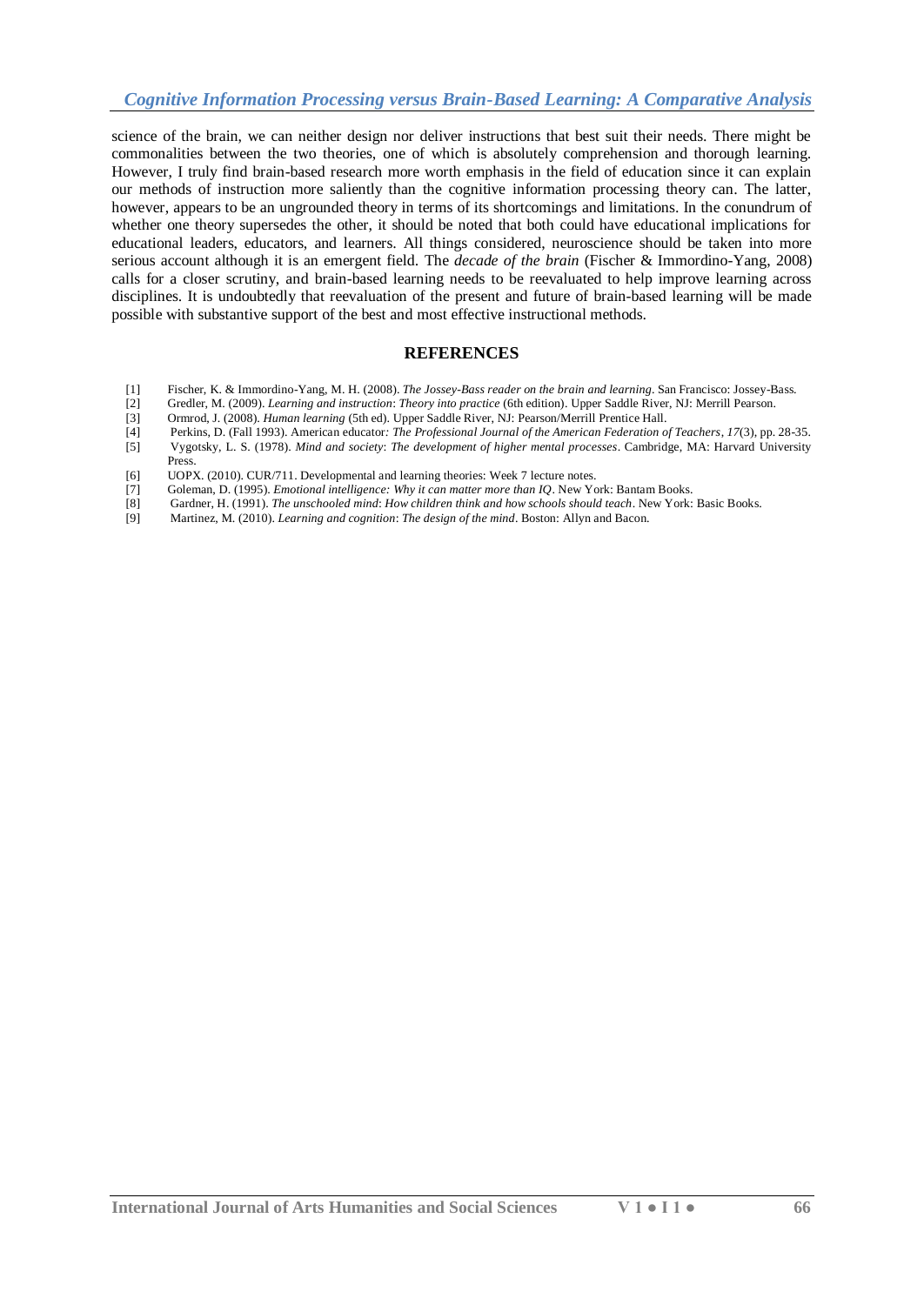science of the brain, we can neither design nor deliver instructions that best suit their needs. There might be commonalities between the two theories, one of which is absolutely comprehension and thorough learning. However, I truly find brain-based research more worth emphasis in the field of education since it can explain our methods of instruction more saliently than the cognitive information processing theory can. The latter, however, appears to be an ungrounded theory in terms of its shortcomings and limitations. In the conundrum of whether one theory supersedes the other, it should be noted that both could have educational implications for educational leaders, educators, and learners. All things considered, neuroscience should be taken into more serious account although it is an emergent field. The *decade of the brain* (Fischer & Immordino-Yang, 2008) calls for a closer scrutiny, and brain-based learning needs to be reevaluated to help improve learning across disciplines. It is undoubtedly that reevaluation of the present and future of brain-based learning will be made possible with substantive support of the best and most effective instructional methods.

## REFERENCES

[1] Fischer, K. & Immordino-Yang, M. H. (2008). *The Jossey-Bass reader on the brain and learning*. San Francisco: Jossey-Bass.

[2] Gredler, M. (2009). *Learning and instruction*: *Theory into practice* (6th edition). Upper Saddle River, NJ: Merrill Pearson.

[3] Ormrod, J. (2008). *Human learning* (5th ed). Upper Saddle River, NJ: Pearson/Merrill Prentice Hall.

[4] Perkins, D. (Fall 1993). American educator*: The Professional Journal of the American Federation of Teachers*, *17*(3), pp. 28-35.

[5] Vygotsky, L. S. (1978). *Mind and society*: *The development of higher mental processes*. Cambridge, MA: Harvard University Press.

[6] UOPX. (2010). CUR/711. Developmental and learning theories: Week 7 lecture notes.

[7] Goleman, D. (1995). *Emotional intelligence: Why it can matter more than IQ*. New York: Bantam Books.

[8] Gardner, H. (1991). *The unschooled mind*: *How children think and how schools should teach*. New York: Basic Books.

[9] Martinez, M. (2010). *Learning and cognition*: *The design of the mind*. Boston: Allyn and Bacon.